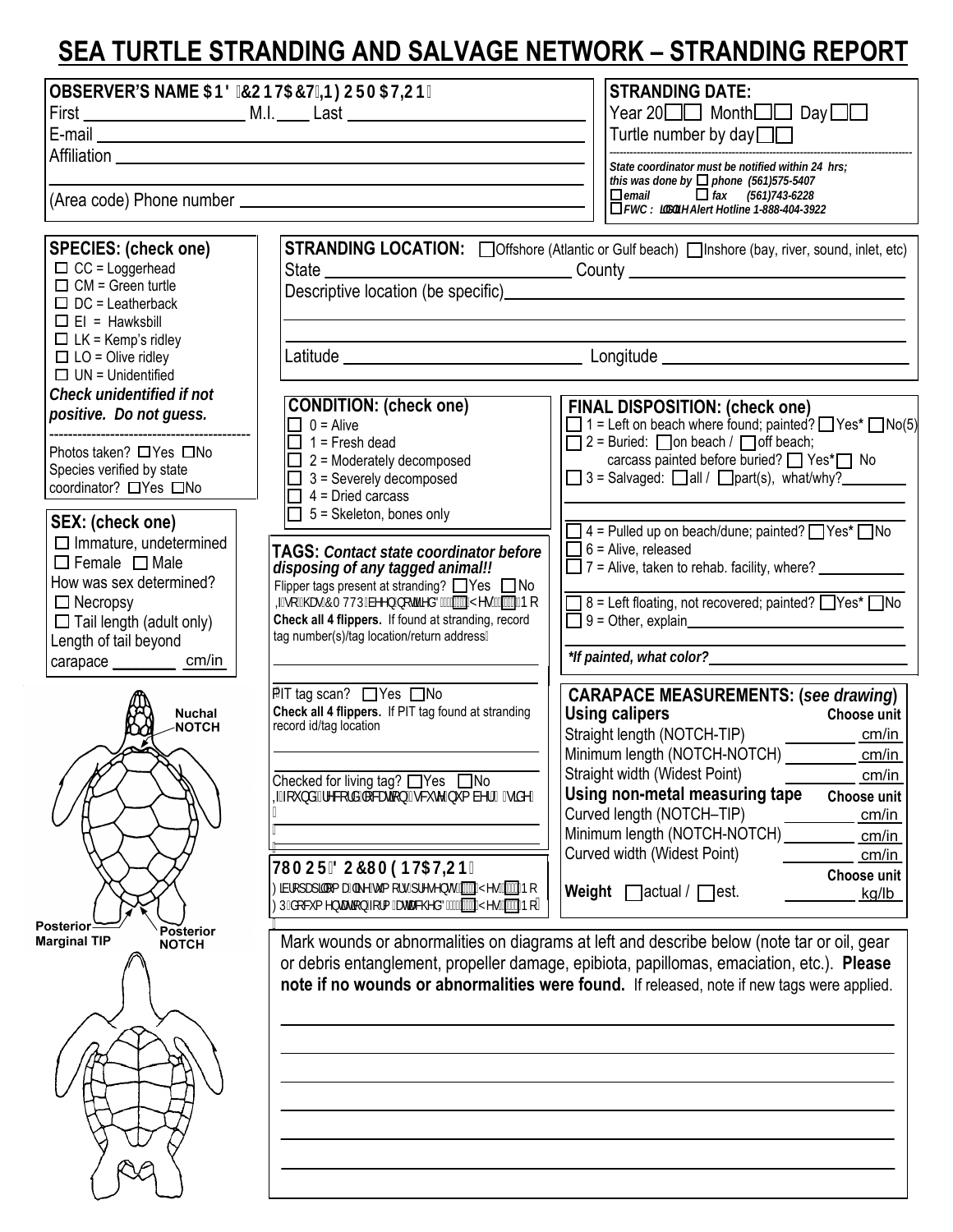# SEA TURTLE STRANDING AND SALVAGE NETWORK – STRANDING REPORT

**OBSERVER'S NAME AND CONTACT INFORMATION**

First ________________ M.I. ____ Last ________________________

E-mail ________________________________________

Affiliation ________________________________________

________________________________________

(Area code) Phone number ________________________________

**STRANDING DATE:**

Year 20☐☐ Month☐☐ Day☐☐

Turtle number by day☐☐

*State coordinator must be notified within 24 hrs; this was done by* ☐ *phone (561)575-5407*
☐ *email* ☐ *fax (561)743-6228*
☐ *FWC Wildlife Alert Hotline 1-888-404-3922*

**SPECIES: (check one)**

- ☐ CC = Loggerhead
- ☐ CM = Green turtle
- ☐ DC = Leatherback
- ☐ EI = Hawksbill
- ☐ LK = Kemp's ridley
- ☐ LO = Olive ridley
- ☐ UN = Unidentified

***Check unidentified if not positive. Do not guess.***

Photos taken? ☐Yes ☐No
Species verified by state coordinator? ☐Yes ☐No

**SEX: (check one)**

☐ Immature, undetermined
☐ Female ☐ Male
How was sex determined?
☐ Necropsy
☐ Tail length (adult only)
Length of tail beyond carapace ________ cm/in

Nuchal NOTCH
Posterior Marginal TIP
Posterior NOTCH

**STRANDING LOCATION:** ☐Offshore (Atlantic or Gulf beach) ☐Inshore (bay, river, sound, inlet, etc)

State ________________________ County ________________________

Descriptive location (be specific)________________________________

________________________________________

________________________________________

Latitude ________________________ Longitude ________________________

**CONDITION: (check one)**

- ☐ 0 = Alive
- ☐ 1 = Fresh dead
- ☐ 2 = Moderately decomposed
- ☐ 3 = Severely decomposed
- ☐ 4 = Dried carcass
- ☐ 5 = Skeleton, bones only

**FINAL DISPOSITION: (check one)**

- ☐ 1 = Left on beach where found; painted? ☐Yes* ☐No(5)
- ☐ 2 = Buried: ☐on beach / ☐off beach; carcass painted before buried? ☐ Yes* ☐ No
- ☐ 3 = Salvaged: ☐all / ☐part(s), what/why?________

________________________________________

- ☐ 4 = Pulled up on beach/dune; painted? ☐Yes* ☐No
- ☐ 6 = Alive, released
- ☐ 7 = Alive, taken to rehab. facility, where? __________

________________________________________

- ☐ 8 = Left floating, not recovered; painted? ☐Yes* ☐No
- ☐ 9 = Other, explain________________________________

________________________________________

***If painted, what color?*________________________**

**TAGS:** ***Contact state coordinator before disposing of any tagged animal!!***

Flipper tags present at stranding? ☐Yes ☐No
If so, has CMTTP been notified? ☐Yes ☐No
**Check all 4 flippers.** If found at stranding, record tag number(s)/tag location/return address

________________________________

________________________________

PIT tag scan? ☐Yes ☐No
**Check all 4 flippers.** If PIT tag found at stranding record id/tag location

________________________________

________________________________

Checked for living tag? ☐Yes ☐No
If found, record location (scute number & side)

________________________________

________________________________

**TUMOR DOCUMENTATION**

Fibropapilloma-like tumors present? ☐Yes ☐No
FP documentation form attached? ☐Yes ☐No

**CARAPACE MEASUREMENTS: (*see drawing*)**

| **Using calipers** | **Choose unit** |
|---|---|
| Straight length (NOTCH-TIP) | ______ cm/in |
| Minimum length (NOTCH-NOTCH) | ______ cm/in |
| Straight width (Widest Point) | ______ cm/in |
| **Using non-metal measuring tape** | **Choose unit** |
| Curved length (NOTCH–TIP) | ______ cm/in |
| Minimum length (NOTCH-NOTCH) | ______ cm/in |
| Curved width (Widest Point) | ______ cm/in |
| | **Choose unit** |
| **Weight** ☐actual / ☐est. | ______ kg/lb |

Mark wounds or abnormalities on diagrams at left and describe below (note tar or oil, gear or debris entanglement, propeller damage, epibiota, papillomas, emaciation, etc.). **Please note if no wounds or abnormalities were found.** If released, note if new tags were applied.

________________________________________

________________________________________

________________________________________

________________________________________

________________________________________

________________________________________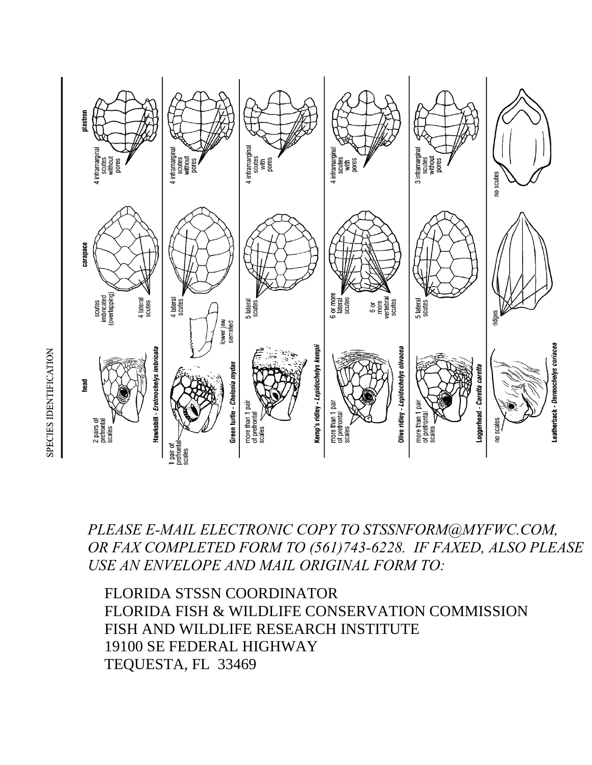SPECIES IDENTIFICATION

head

carapace

plastron

2 pairs of prefrontal scales

scutes imbricated (overlapping)

4 lateral scutes

4 inframarginal scutes without pores

Hawksbill - *Eretmochelys imbricata*

1 pair of prefrontal scales

4 lateral scutes

lower jaw serrated

4 inframarginal scutes without pores

Green turtle - *Chelonia mydas*

more than 1 pair of prefrontal scales

5 lateral scutes

4 inframarginal scutes with pores

Kemp's ridley - *Lepidochelys kempii*

more than 1 pair of prefrontal scales

6 or more lateral scutes

6 or more vertebral scutes

4 inframarginal scutes with pores

Olive ridley - *Lepidochelys olivacea*

more than 1 pair of prefrontal scales

5 lateral scutes

3 inframarginal scutes without pores

Loggerhead - *Caretta caretta*

no scales

ridges

no scutes

Leatherback - *Dermochelys coriacea*

*PLEASE E-MAIL ELECTRONIC COPY TO STSSNFORM@MYFWC.COM, OR FAX COMPLETED FORM TO (561)743-6228. IF FAXED, ALSO PLEASE USE AN ENVELOPE AND MAIL ORIGINAL FORM TO:*

FLORIDA STSSN COORDINATOR
FLORIDA FISH & WILDLIFE CONSERVATION COMMISSION
FISH AND WILDLIFE RESEARCH INSTITUTE
19100 SE FEDERAL HIGHWAY
TEQUESTA, FL 33469